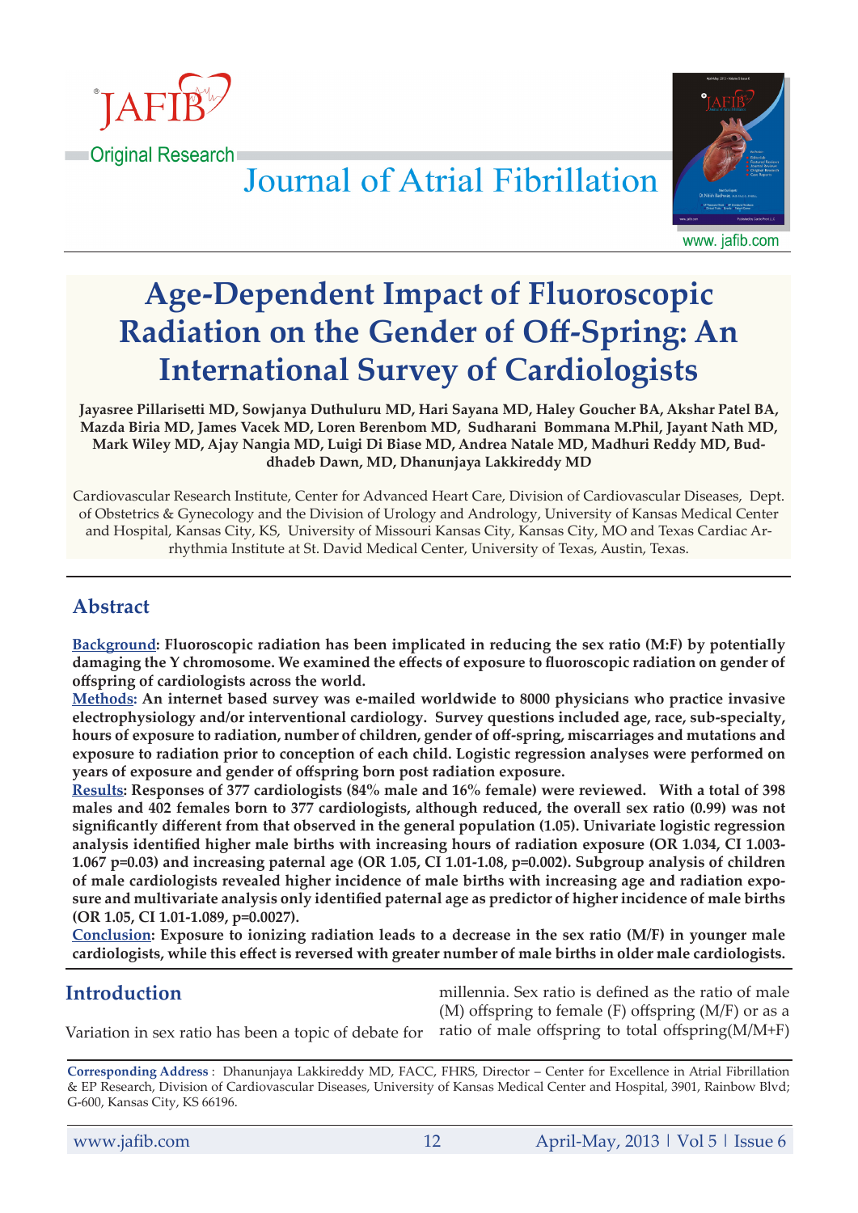Original Research

Journal of Atrial Fibrillation

# Age-Dependent Impact of Fluoroscopic Radiation on the Gender of Off-Spring: An International Survey of Cardiologists

**Jayasree Pillarisetti MD, Sowjanya Duthuluru MD, Hari Sayana MD, Haley Goucher BA, Akshar Patel BA, Mazda Biria MD, James Vacek MD, Loren Berenbom MD, Sudharani Bommana M.Phil, Jayant Nath MD, Mark Wiley MD, Ajay Nangia MD, Luigi Di Biase MD, Andrea Natale MD, Madhuri Reddy MD, Buddhadeb Dawn, MD, Dhanunjaya Lakkireddy MD**

Cardiovascular Research Institute, Center for Advanced Heart Care, Division of Cardiovascular Diseases, Dept. of Obstetrics & Gynecology and the Division of Urology and Andrology, University of Kansas Medical Center and Hospital, Kansas City, KS, University of Missouri Kansas City, Kansas City, MO and Texas Cardiac Arrhythmia Institute at St. David Medical Center, University of Texas, Austin, Texas.

## Abstract

**Background: Fluoroscopic radiation has been implicated in reducing the sex ratio (M:F) by potentially damaging the Y chromosome. We examined the effects of exposure to fluoroscopic radiation on gender of offspring of cardiologists across the world.**

**Methods: An internet based survey was e-mailed worldwide to 8000 physicians who practice invasive electrophysiology and/or interventional cardiology. Survey questions included age, race, sub-specialty, hours of exposure to radiation, number of children, gender of off-spring, miscarriages and mutations and exposure to radiation prior to conception of each child. Logistic regression analyses were performed on years of exposure and gender of offspring born post radiation exposure.**

**Results: Responses of 377 cardiologists (84% male and 16% female) were reviewed. With a total of 398 males and 402 females born to 377 cardiologists, although reduced, the overall sex ratio (0.99) was not significantly different from that observed in the general population (1.05). Univariate logistic regression analysis identified higher male births with increasing hours of radiation exposure (OR 1.034, CI 1.003-1.067 p=0.03) and increasing paternal age (OR 1.05, CI 1.01-1.08, p=0.002). Subgroup analysis of children of male cardiologists revealed higher incidence of male births with increasing age and radiation exposure and multivariate analysis only identified paternal age as predictor of higher incidence of male births (OR 1.05, CI 1.01-1.089, p=0.0027).**

**Conclusion: Exposure to ionizing radiation leads to a decrease in the sex ratio (M/F) in younger male cardiologists, while this effect is reversed with greater number of male births in older male cardiologists.**

## Introduction

Variation in sex ratio has been a topic of debate for millennia. Sex ratio is defined as the ratio of male (M) offspring to female (F) offspring (M/F) or as a ratio of male offspring to total offspring(M/M+F)

**Corresponding Address** : Dhanunjaya Lakkireddy MD, FACC, FHRS, Director – Center for Excellence in Atrial Fibrillation & EP Research, Division of Cardiovascular Diseases, University of Kansas Medical Center and Hospital, 3901, Rainbow Blvd; G-600, Kansas City, KS 66196.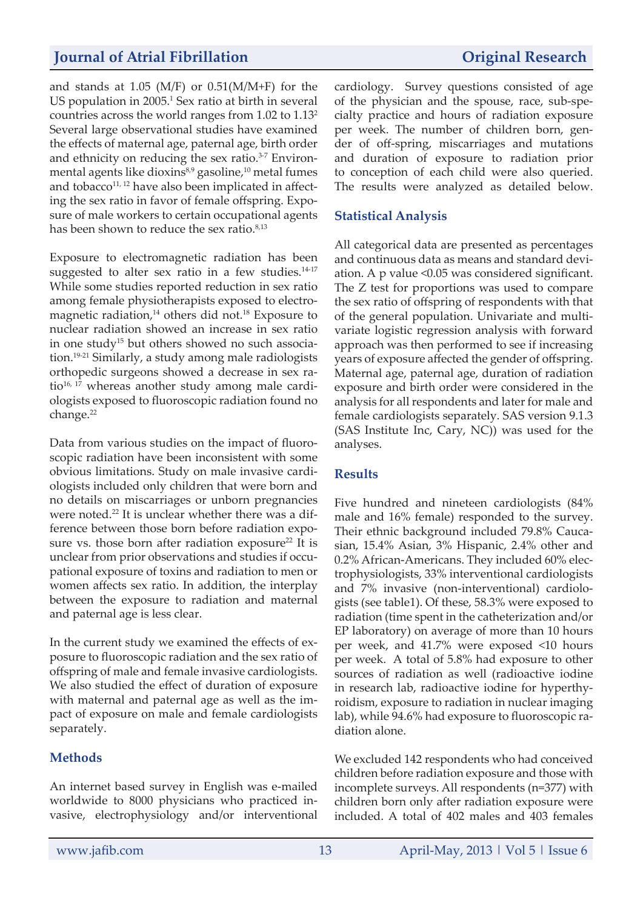and stands at 1.05 (M/F) or 0.51(M/M+F) for the US population in 2005.[1] Sex ratio at birth in several countries across the world ranges from 1.02 to 1.13[2] Several large observational studies have examined the effects of maternal age, paternal age, birth order and ethnicity on reducing the sex ratio.[3-7] Environmental agents like dioxins[8,9] gasoline,[10] metal fumes and tobacco[11, 12] have also been implicated in affecting the sex ratio in favor of female offspring. Exposure of male workers to certain occupational agents has been shown to reduce the sex ratio.[8,13]

Exposure to electromagnetic radiation has been suggested to alter sex ratio in a few studies.[14-17] While some studies reported reduction in sex ratio among female physiotherapists exposed to electromagnetic radiation,[14] others did not.[18] Exposure to nuclear radiation showed an increase in sex ratio in one study[15] but others showed no such association.[19-21] Similarly, a study among male radiologists orthopedic surgeons showed a decrease in sex ratio[16, 17] whereas another study among male cardiologists exposed to fluoroscopic radiation found no change.[22]

Data from various studies on the impact of fluoroscopic radiation have been inconsistent with some obvious limitations. Study on male invasive cardiologists included only children that were born and no details on miscarriages or unborn pregnancies were noted.[22] It is unclear whether there was a difference between those born before radiation exposure vs. those born after radiation exposure[22] It is unclear from prior observations and studies if occupational exposure of toxins and radiation to men or women affects sex ratio. In addition, the interplay between the exposure to radiation and maternal and paternal age is less clear.

In the current study we examined the effects of exposure to fluoroscopic radiation and the sex ratio of offspring of male and female invasive cardiologists. We also studied the effect of duration of exposure with maternal and paternal age as well as the impact of exposure on male and female cardiologists separately.

## Methods

An internet based survey in English was e-mailed worldwide to 8000 physicians who practiced invasive, electrophysiology and/or interventional cardiology. Survey questions consisted of age of the physician and the spouse, race, sub-specialty practice and hours of radiation exposure per week. The number of children born, gender of off-spring, miscarriages and mutations and duration of exposure to radiation prior to conception of each child were also queried. The results were analyzed as detailed below.

## Statistical Analysis

All categorical data are presented as percentages and continuous data as means and standard deviation. A p value <0.05 was considered significant. The Z test for proportions was used to compare the sex ratio of offspring of respondents with that of the general population. Univariate and multivariate logistic regression analysis with forward approach was then performed to see if increasing years of exposure affected the gender of offspring. Maternal age, paternal age, duration of radiation exposure and birth order were considered in the analysis for all respondents and later for male and female cardiologists separately. SAS version 9.1.3 (SAS Institute Inc, Cary, NC)) was used for the analyses.

## Results

Five hundred and nineteen cardiologists (84% male and 16% female) responded to the survey. Their ethnic background included 79.8% Caucasian, 15.4% Asian, 3% Hispanic, 2.4% other and 0.2% African-Americans. They included 60% electrophysiologists, 33% interventional cardiologists and 7% invasive (non-interventional) cardiologists (see table1). Of these, 58.3% were exposed to radiation (time spent in the catheterization and/or EP laboratory) on average of more than 10 hours per week, and 41.7% were exposed <10 hours per week. A total of 5.8% had exposure to other sources of radiation as well (radioactive iodine in research lab, radioactive iodine for hyperthyroidism, exposure to radiation in nuclear imaging lab), while 94.6% had exposure to fluoroscopic radiation alone.

We excluded 142 respondents who had conceived children before radiation exposure and those with incomplete surveys. All respondents (n=377) with children born only after radiation exposure were included. A total of 402 males and 403 females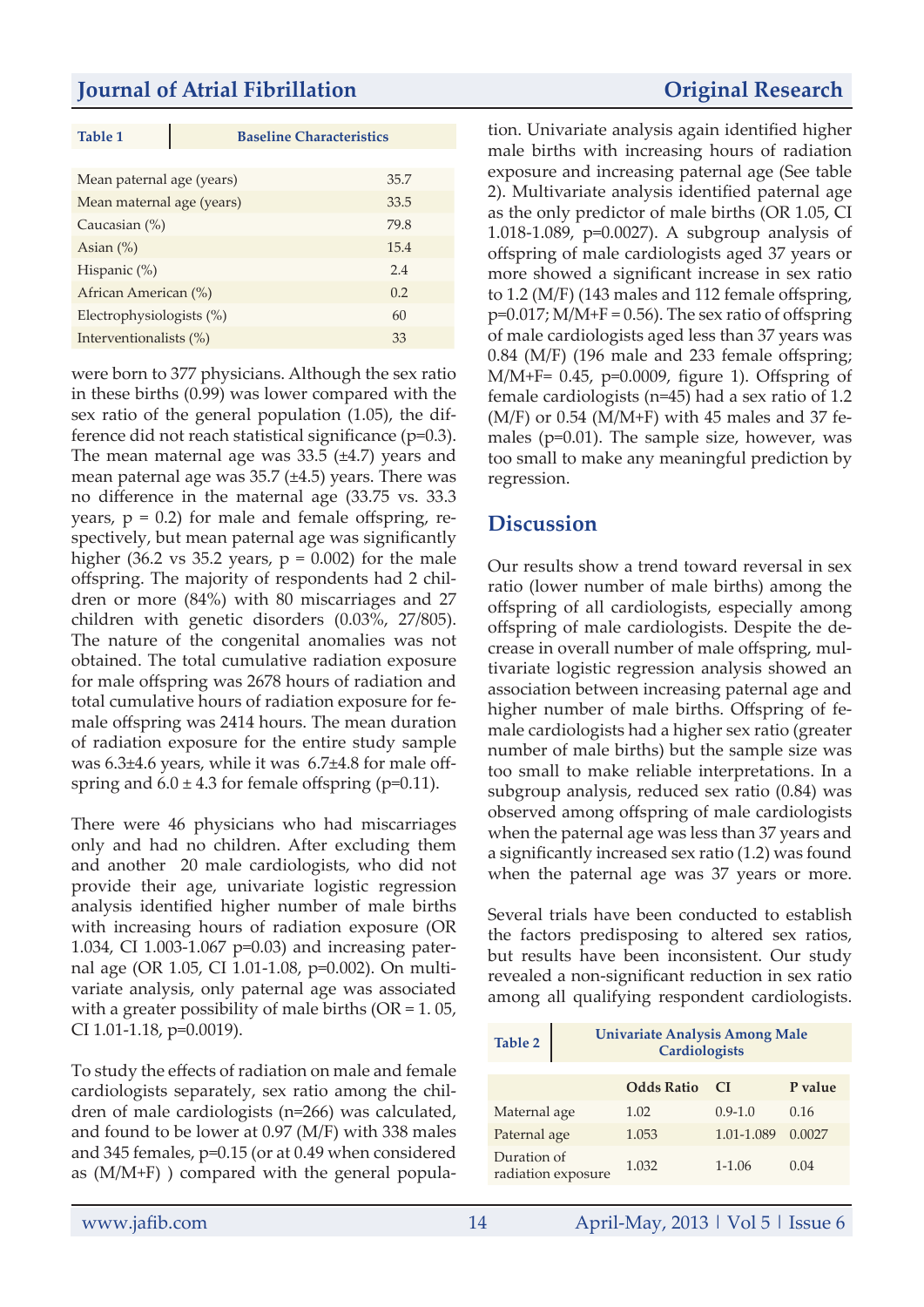| Table 1 | Baseline Characteristics |
|---|---|
| Mean paternal age (years) | 35.7 |
| Mean maternal age (years) | 33.5 |
| Caucasian (%) | 79.8 |
| Asian (%) | 15.4 |
| Hispanic (%) | 2.4 |
| African American (%) | 0.2 |
| Electrophysiologists (%) | 60 |
| Interventionalists (%) | 33 |

were born to 377 physicians. Although the sex ratio in these births (0.99) was lower compared with the sex ratio of the general population (1.05), the difference did not reach statistical significance (p=0.3). The mean maternal age was 33.5 (±4.7) years and mean paternal age was 35.7 (±4.5) years. There was no difference in the maternal age (33.75 vs. 33.3 years, p = 0.2) for male and female offspring, respectively, but mean paternal age was significantly higher (36.2 vs 35.2 years, p = 0.002) for the male offspring. The majority of respondents had 2 children or more (84%) with 80 miscarriages and 27 children with genetic disorders (0.03%, 27/805). The nature of the congenital anomalies was not obtained. The total cumulative radiation exposure for male offspring was 2678 hours of radiation and total cumulative hours of radiation exposure for female offspring was 2414 hours. The mean duration of radiation exposure for the entire study sample was 6.3±4.6 years, while it was 6.7±4.8 for male offspring and 6.0 ± 4.3 for female offspring (p=0.11).

There were 46 physicians who had miscarriages only and had no children. After excluding them and another 20 male cardiologists, who did not provide their age, univariate logistic regression analysis identified higher number of male births with increasing hours of radiation exposure (OR 1.034, CI 1.003-1.067 p=0.03) and increasing paternal age (OR 1.05, CI 1.01-1.08, p=0.002). On multivariate analysis, only paternal age was associated with a greater possibility of male births (OR = 1. 05, CI 1.01-1.18, p=0.0019).

To study the effects of radiation on male and female cardiologists separately, sex ratio among the children of male cardiologists (n=266) was calculated, and found to be lower at 0.97 (M/F) with 338 males and 345 females, p=0.15 (or at 0.49 when considered as (M/M+F) ) compared with the general population. Univariate analysis again identified higher male births with increasing hours of radiation exposure and increasing paternal age (See table 2). Multivariate analysis identified paternal age as the only predictor of male births (OR 1.05, CI 1.018-1.089, p=0.0027). A subgroup analysis of offspring of male cardiologists aged 37 years or more showed a significant increase in sex ratio to 1.2 (M/F) (143 males and 112 female offspring, p=0.017; M/M+F = 0.56). The sex ratio of offspring of male cardiologists aged less than 37 years was 0.84 (M/F) (196 male and 233 female offspring; M/M+F= 0.45, p=0.0009, figure 1). Offspring of female cardiologists (n=45) had a sex ratio of 1.2 (M/F) or 0.54 (M/M+F) with 45 males and 37 females (p=0.01). The sample size, however, was too small to make any meaningful prediction by regression.

## Discussion

Our results show a trend toward reversal in sex ratio (lower number of male births) among the offspring of all cardiologists, especially among offspring of male cardiologists. Despite the decrease in overall number of male offspring, multivariate logistic regression analysis showed an association between increasing paternal age and higher number of male births. Offspring of female cardiologists had a higher sex ratio (greater number of male births) but the sample size was too small to make reliable interpretations. In a subgroup analysis, reduced sex ratio (0.84) was observed among offspring of male cardiologists when the paternal age was less than 37 years and a significantly increased sex ratio (1.2) was found when the paternal age was 37 years or more.

Several trials have been conducted to establish the factors predisposing to altered sex ratios, but results have been inconsistent. Our study revealed a non-significant reduction in sex ratio among all qualifying respondent cardiologists.

**Table 2** Univariate Analysis Among Male Cardiologists

| | Odds Ratio | CI | P value |
|---|---|---|---|
| Maternal age | 1.02 | 0.9-1.0 | 0.16 |
| Paternal age | 1.053 | 1.01-1.089 | 0.0027 |
| Duration of radiation exposure | 1.032 | 1-1.06 | 0.04 |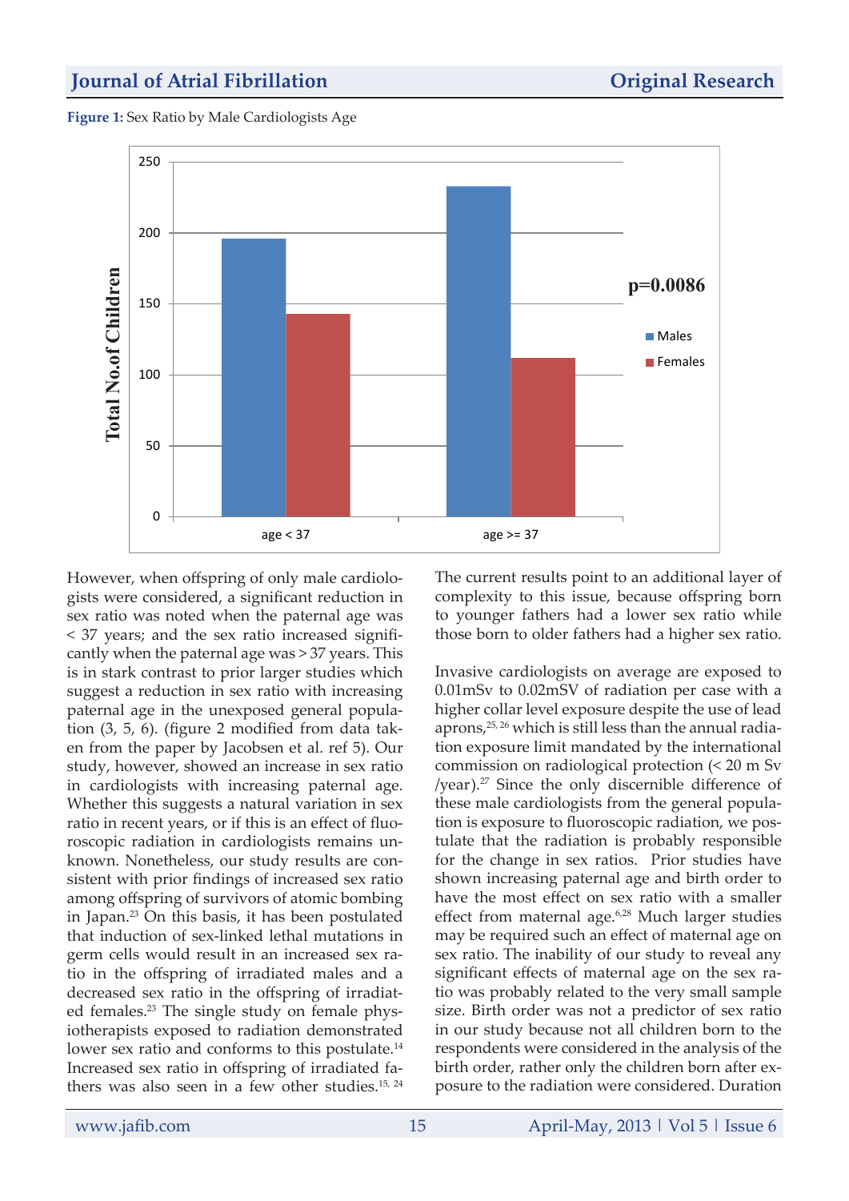**Figure 1:** Sex Ratio by Male Cardiologists Age

However, when offspring of only male cardiologists were considered, a significant reduction in sex ratio was noted when the paternal age was < 37 years; and the sex ratio increased significantly when the paternal age was > 37 years. This is in stark contrast to prior larger studies which suggest a reduction in sex ratio with increasing paternal age in the unexposed general population (3, 5, 6). (figure 2 modified from data taken from the paper by Jacobsen et al. ref 5). Our study, however, showed an increase in sex ratio in cardiologists with increasing paternal age. Whether this suggests a natural variation in sex ratio in recent years, or if this is an effect of fluoroscopic radiation in cardiologists remains unknown. Nonetheless, our study results are consistent with prior findings of increased sex ratio among offspring of survivors of atomic bombing in Japan.[23] On this basis, it has been postulated that induction of sex-linked lethal mutations in germ cells would result in an increased sex ratio in the offspring of irradiated males and a decreased sex ratio in the offspring of irradiated females.[23] The single study on female physiotherapists exposed to radiation demonstrated lower sex ratio and conforms to this postulate.[14] Increased sex ratio in offspring of irradiated fathers was also seen in a few other studies.[15, 24]

The current results point to an additional layer of complexity to this issue, because offspring born to younger fathers had a lower sex ratio while those born to older fathers had a higher sex ratio.

Invasive cardiologists on average are exposed to 0.01mSv to 0.02mSV of radiation per case with a higher collar level exposure despite the use of lead aprons,[25, 26] which is still less than the annual radiation exposure limit mandated by the international commission on radiological protection (< 20 m Sv /year).[27] Since the only discernible difference of these male cardiologists from the general population is exposure to fluoroscopic radiation, we postulate that the radiation is probably responsible for the change in sex ratios. Prior studies have shown increasing paternal age and birth order to have the most effect on sex ratio with a smaller effect from maternal age.[6,28] Much larger studies may be required such an effect of maternal age on sex ratio. The inability of our study to reveal any significant effects of maternal age on the sex ratio was probably related to the very small sample size. Birth order was not a predictor of sex ratio in our study because not all children born to the respondents were considered in the analysis of the birth order, rather only the children born after exposure to the radiation were considered. Duration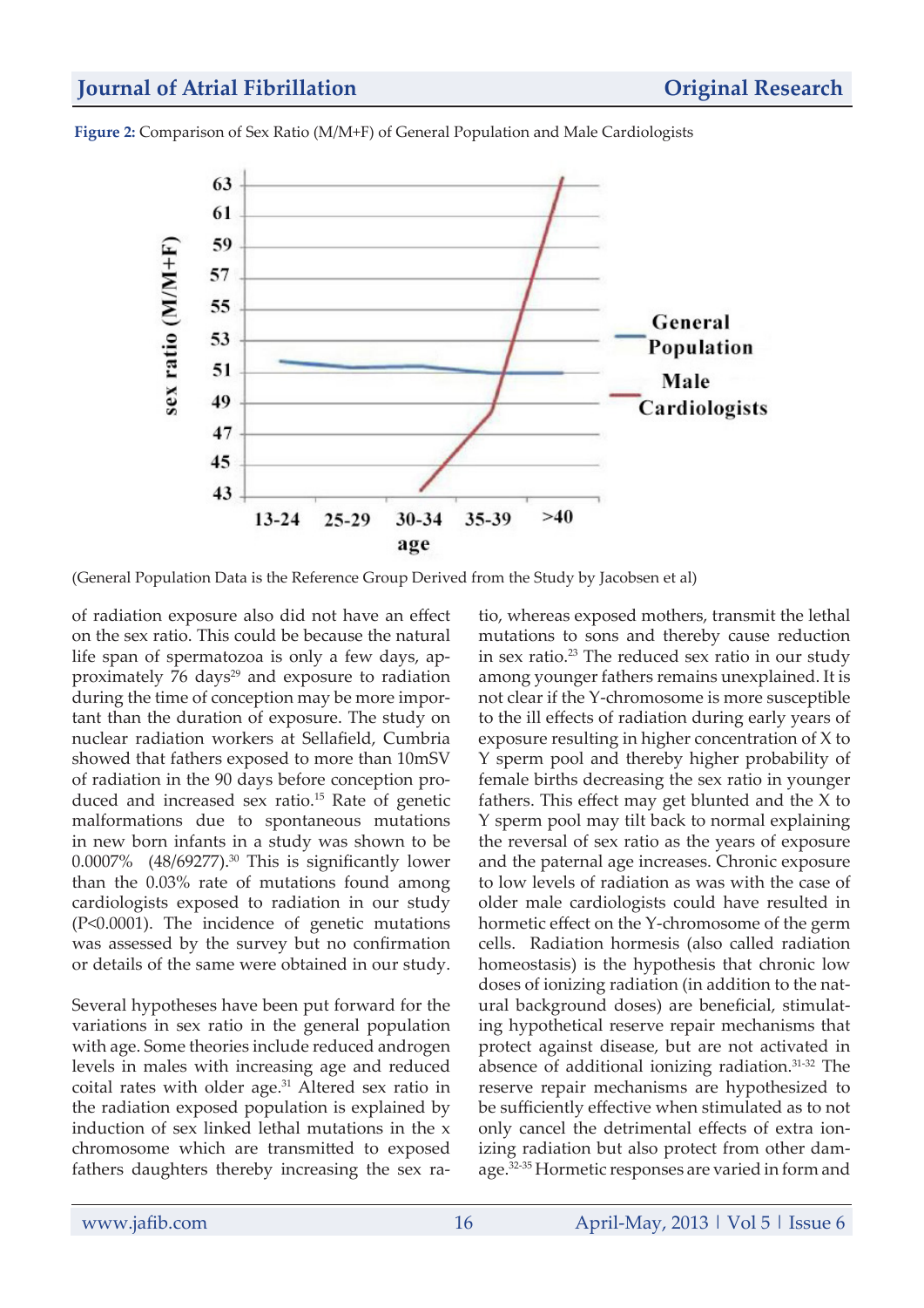**Figure 2:** Comparison of Sex Ratio (M/M+F) of General Population and Male Cardiologists

(General Population Data is the Reference Group Derived from the Study by Jacobsen et al)

of radiation exposure also did not have an effect on the sex ratio. This could be because the natural life span of spermatozoa is only a few days, approximately 76 days[29] and exposure to radiation during the time of conception may be more important than the duration of exposure. The study on nuclear radiation workers at Sellafield, Cumbria showed that fathers exposed to more than 10mSV of radiation in the 90 days before conception produced and increased sex ratio.[15] Rate of genetic malformations due to spontaneous mutations in new born infants in a study was shown to be 0.0007% (48/69277).[30] This is significantly lower than the 0.03% rate of mutations found among cardiologists exposed to radiation in our study (P<0.0001). The incidence of genetic mutations was assessed by the survey but no confirmation or details of the same were obtained in our study.

Several hypotheses have been put forward for the variations in sex ratio in the general population with age. Some theories include reduced androgen levels in males with increasing age and reduced coital rates with older age.[31] Altered sex ratio in the radiation exposed population is explained by induction of sex linked lethal mutations in the x chromosome which are transmitted to exposed fathers daughters thereby increasing the sex ratio, whereas exposed mothers, transmit the lethal mutations to sons and thereby cause reduction in sex ratio.[23] The reduced sex ratio in our study among younger fathers remains unexplained. It is not clear if the Y-chromosome is more susceptible to the ill effects of radiation during early years of exposure resulting in higher concentration of X to Y sperm pool and thereby higher probability of female births decreasing the sex ratio in younger fathers. This effect may get blunted and the X to Y sperm pool may tilt back to normal explaining the reversal of sex ratio as the years of exposure and the paternal age increases. Chronic exposure to low levels of radiation as was with the case of older male cardiologists could have resulted in hormetic effect on the Y-chromosome of the germ cells. Radiation hormesis (also called radiation homeostasis) is the hypothesis that chronic low doses of ionizing radiation (in addition to the natural background doses) are beneficial, stimulating hypothetical reserve repair mechanisms that protect against disease, but are not activated in absence of additional ionizing radiation.[31-32] The reserve repair mechanisms are hypothesized to be sufficiently effective when stimulated as to not only cancel the detrimental effects of extra ionizing radiation but also protect from other damage.[32-35] Hormetic responses are varied in form and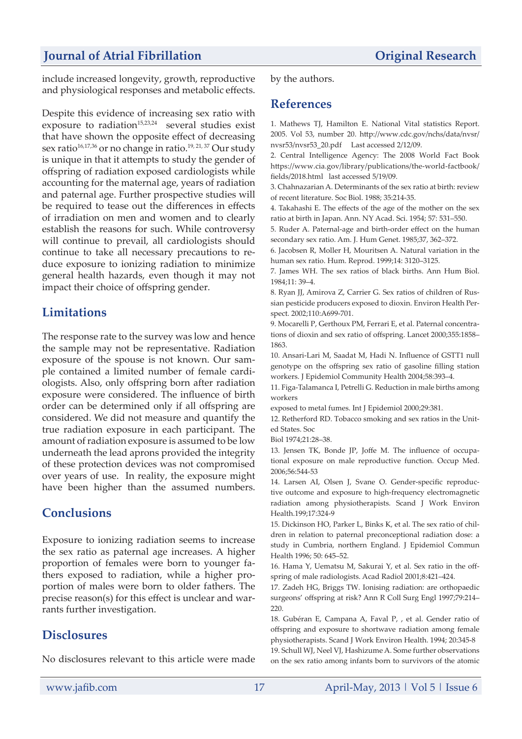include increased longevity, growth, reproductive and physiological responses and metabolic effects.

Despite this evidence of increasing sex ratio with exposure to radiation[15,23,24] several studies exist that have shown the opposite effect of decreasing sex ratio[16,17,36] or no change in ratio.[19, 21, 37] Our study is unique in that it attempts to study the gender of offspring of radiation exposed cardiologists while accounting for the maternal age, years of radiation and paternal age. Further prospective studies will be required to tease out the differences in effects of irradiation on men and women and to clearly establish the reasons for such. While controversy will continue to prevail, all cardiologists should continue to take all necessary precautions to reduce exposure to ionizing radiation to minimize general health hazards, even though it may not impact their choice of offspring gender.

## Limitations

The response rate to the survey was low and hence the sample may not be representative. Radiation exposure of the spouse is not known. Our sample contained a limited number of female cardiologists. Also, only offspring born after radiation exposure were considered. The influence of birth order can be determined only if all offspring are considered. We did not measure and quantify the true radiation exposure in each participant. The amount of radiation exposure is assumed to be low underneath the lead aprons provided the integrity of these protection devices was not compromised over years of use. In reality, the exposure might have been higher than the assumed numbers.

## Conclusions

Exposure to ionizing radiation seems to increase the sex ratio as paternal age increases. A higher proportion of females were born to younger fathers exposed to radiation, while a higher proportion of males were born to older fathers. The precise reason(s) for this effect is unclear and warrants further investigation.

## Disclosures

No disclosures relevant to this article were made by the authors.

## References

1. Mathews TJ, Hamilton E. National Vital statistics Report. 2005. Vol 53, number 20. http://www.cdc.gov/nchs/data/nvsr/nvsr53/nvsr53_20.pdf Last accessed 2/12/09.
2. Central Intelligence Agency: The 2008 World Fact Book https://www.cia.gov/library/publications/the-world-factbook/fields/2018.html last accessed 5/19/09.
3. Chahnazarian A. Determinants of the sex ratio at birth: review of recent literature. Soc Biol. 1988; 35:214-35.
4. Takahashi E. The effects of the age of the mother on the sex ratio at birth in Japan. Ann. NY Acad. Sci. 1954; 57: 531–550.
5. Ruder A. Paternal-age and birth-order effect on the human secondary sex ratio. Am. J. Hum Genet. 1985;37, 362–372.
6. Jacobsen R, Moller H, Mouritsen A. Natural variation in the human sex ratio. Hum. Reprod. 1999;14: 3120–3125.
7. James WH. The sex ratios of black births. Ann Hum Biol. 1984;11: 39–4.
8. Ryan JJ, Amirova Z, Carrier G. Sex ratios of children of Russian pesticide producers exposed to dioxin. Environ Health Perspect. 2002;110:A699-701.
9. Mocarelli P, Gerthoux PM, Ferrari E, et al. Paternal concentrations of dioxin and sex ratio of offspring. Lancet 2000;355:1858–1863.
10. Ansari-Lari M, Saadat M, Hadi N. Influence of GSTT1 null genotype on the offspring sex ratio of gasoline filling station workers. J Epidemiol Community Health 2004;58:393–4.
11. Figa-Talamanca I, Petrelli G. Reduction in male births among workers exposed to metal fumes. Int J Epidemiol 2000;29:381.
12. Retherford RD. Tobacco smoking and sex ratios in the United States. Soc Biol 1974;21:28–38.
13. Jensen TK, Bonde JP, Joffe M. The influence of occupational exposure on male reproductive function. Occup Med. 2006;56:544-53
14. Larsen AI, Olsen J, Svane O. Gender-specific reproductive outcome and exposure to high-frequency electromagnetic radiation among physiotherapists. Scand J Work Environ Health.199;17:324-9
15. Dickinson HO, Parker L, Binks K, et al. The sex ratio of children in relation to paternal preconceptional radiation dose: a study in Cumbria, northern England. J Epidemiol Commun Health 1996; 50: 645–52.
16. Hama Y, Uematsu M, Sakurai Y, et al. Sex ratio in the offspring of male radiologists. Acad Radiol 2001;8:421–424.
17. Zadeh HG, Briggs TW. Ionising radiation: are orthopaedic surgeons' offspring at risk? Ann R Coll Surg Engl 1997;79:214–220.
18. Gubéran E, Campana A, Faval P, , et al. Gender ratio of offspring and exposure to shortwave radiation among female physiotherapists. Scand J Work Environ Health. 1994; 20:345-8
19. Schull WJ, Neel VJ, Hashizume A. Some further observations on the sex ratio among infants born to survivors of the atomic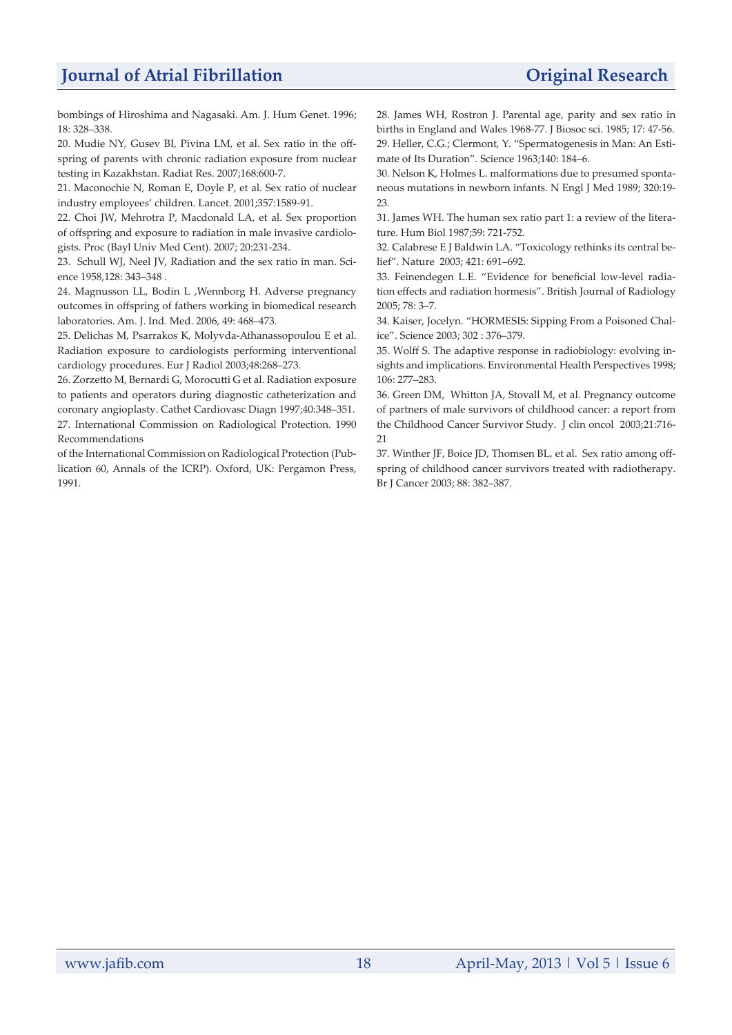bombings of Hiroshima and Nagasaki. Am. J. Hum Genet. 1996; 18: 328–338.

20. Mudie NY, Gusev BI, Pivina LM, et al. Sex ratio in the offspring of parents with chronic radiation exposure from nuclear testing in Kazakhstan. Radiat Res. 2007;168:600-7.

21. Maconochie N, Roman E, Doyle P, et al. Sex ratio of nuclear industry employees' children. Lancet. 2001;357:1589-91.

22. Choi JW, Mehrotra P, Macdonald LA, et al. Sex proportion of offspring and exposure to radiation in male invasive cardiologists. Proc (Bayl Univ Med Cent). 2007; 20:231-234.

23. Schull WJ, Neel JV, Radiation and the sex ratio in man. Science 1958,128: 343–348 .

24. Magnusson LL, Bodin L ,Wennborg H. Adverse pregnancy outcomes in offspring of fathers working in biomedical research laboratories. Am. J. Ind. Med. 2006, 49: 468–473.

25. Delichas M, Psarrakos K, Molyvda-Athanassopoulou E et al. Radiation exposure to cardiologists performing interventional cardiology procedures. Eur J Radiol 2003;48:268–273.

26. Zorzetto M, Bernardi G, Morocutti G et al. Radiation exposure to patients and operators during diagnostic catheterization and coronary angioplasty. Cathet Cardiovasc Diagn 1997;40:348–351.

27. International Commission on Radiological Protection. 1990 Recommendations of the International Commission on Radiological Protection (Publication 60, Annals of the ICRP). Oxford, UK: Pergamon Press, 1991.

28. James WH, Rostron J. Parental age, parity and sex ratio in births in England and Wales 1968-77. J Biosoc sci. 1985; 17: 47-56.

29. Heller, C.G.; Clermont, Y. "Spermatogenesis in Man: An Estimate of Its Duration". Science 1963;140: 184–6.

30. Nelson K, Holmes L. malformations due to presumed spontaneous mutations in newborn infants. N Engl J Med 1989; 320:19-23.

31. James WH. The human sex ratio part 1: a review of the literature. Hum Biol 1987;59: 721-752.

32. Calabrese E J Baldwin LA. "Toxicology rethinks its central belief". Nature 2003; 421: 691–692.

33. Feinendegen L.E. "Evidence for beneficial low-level radiation effects and radiation hormesis". British Journal of Radiology 2005; 78: 3–7.

34. Kaiser, Jocelyn. "HORMESIS: Sipping From a Poisoned Chalice". Science 2003; 302 : 376–379.

35. Wolff S. The adaptive response in radiobiology: evolving insights and implications. Environmental Health Perspectives 1998; 106: 277–283.

36. Green DM, Whitton JA, Stovall M, et al. Pregnancy outcome of partners of male survivors of childhood cancer: a report from the Childhood Cancer Survivor Study. J clin oncol 2003;21:716-21

37. Winther JF, Boice JD, Thomsen BL, et al. Sex ratio among offspring of childhood cancer survivors treated with radiotherapy. Br J Cancer 2003; 88: 382–387.